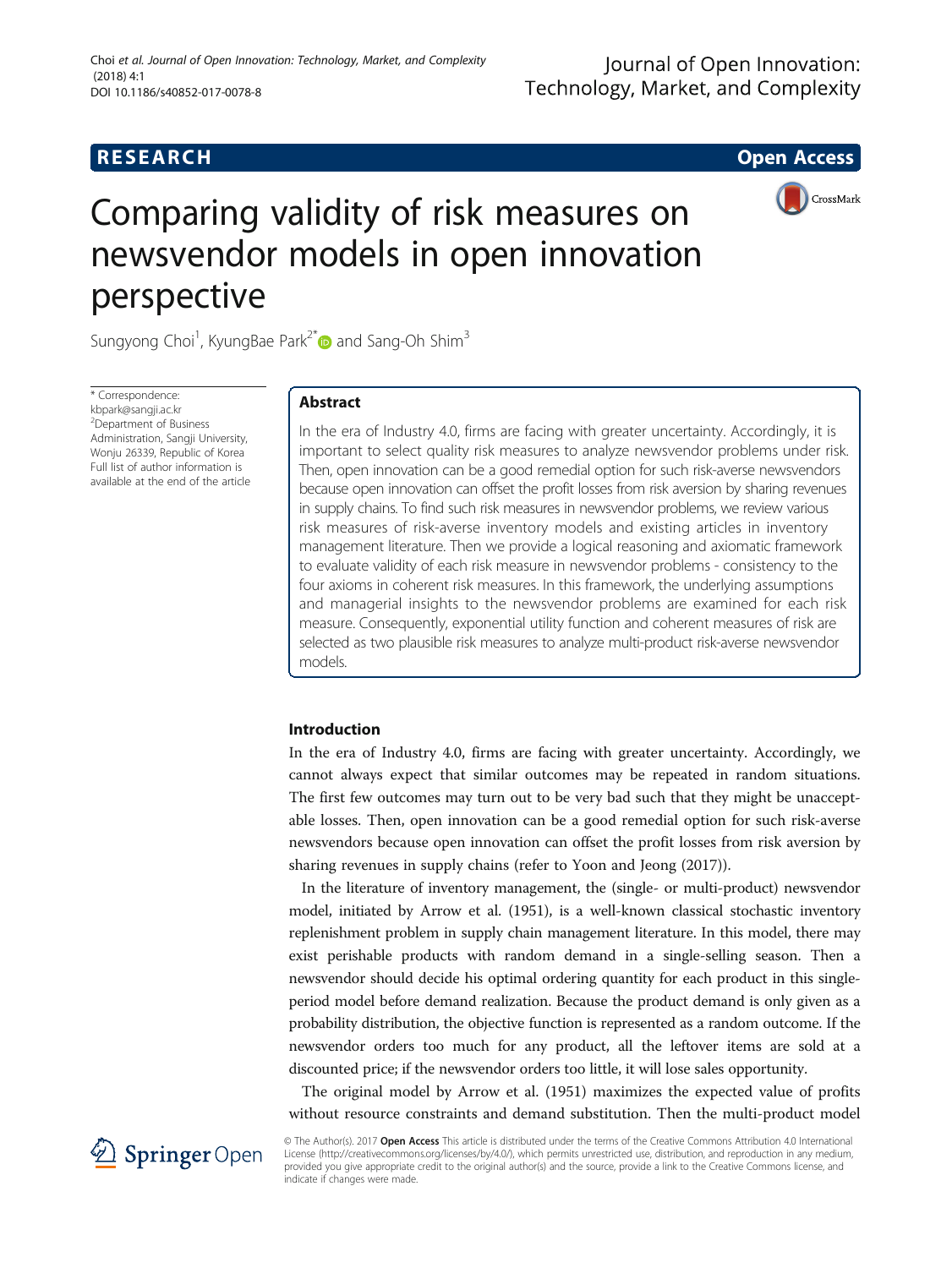RESEARCH

Open Access

# Comparing validity of risk measures on newsvendor models in open innovation perspective

Sungyong Choi[1], KyungBae Park[2*] and Sang-Oh Shim[3]

\* Correspondence: kbpark@sangji.ac.kr
[2]Department of Business Administration, Sangji University, Wonju 26339, Republic of Korea
Full list of author information is available at the end of the article

## Abstract

In the era of Industry 4.0, firms are facing with greater uncertainty. Accordingly, it is important to select quality risk measures to analyze newsvendor problems under risk. Then, open innovation can be a good remedial option for such risk-averse newsvendors because open innovation can offset the profit losses from risk aversion by sharing revenues in supply chains. To find such risk measures in newsvendor problems, we review various risk measures of risk-averse inventory models and existing articles in inventory management literature. Then we provide a logical reasoning and axiomatic framework to evaluate validity of each risk measure in newsvendor problems - consistency to the four axioms in coherent risk measures. In this framework, the underlying assumptions and managerial insights to the newsvendor problems are examined for each risk measure. Consequently, exponential utility function and coherent measures of risk are selected as two plausible risk measures to analyze multi-product risk-averse newsvendor models.

## Introduction

In the era of Industry 4.0, firms are facing with greater uncertainty. Accordingly, we cannot always expect that similar outcomes may be repeated in random situations. The first few outcomes may turn out to be very bad such that they might be unacceptable losses. Then, open innovation can be a good remedial option for such risk-averse newsvendors because open innovation can offset the profit losses from risk aversion by sharing revenues in supply chains (refer to Yoon and Jeong (2017)).

In the literature of inventory management, the (single- or multi-product) newsvendor model, initiated by Arrow et al. (1951), is a well-known classical stochastic inventory replenishment problem in supply chain management literature. In this model, there may exist perishable products with random demand in a single-selling season. Then a newsvendor should decide his optimal ordering quantity for each product in this single-period model before demand realization. Because the product demand is only given as a probability distribution, the objective function is represented as a random outcome. If the newsvendor orders too much for any product, all the leftover items are sold at a discounted price; if the newsvendor orders too little, it will lose sales opportunity.

The original model by Arrow et al. (1951) maximizes the expected value of profits without resource constraints and demand substitution. Then the multi-product model

© The Author(s). 2017 **Open Access** This article is distributed under the terms of the Creative Commons Attribution 4.0 International License (http://creativecommons.org/licenses/by/4.0/), which permits unrestricted use, distribution, and reproduction in any medium, provided you give appropriate credit to the original author(s) and the source, provide a link to the Creative Commons license, and indicate if changes were made.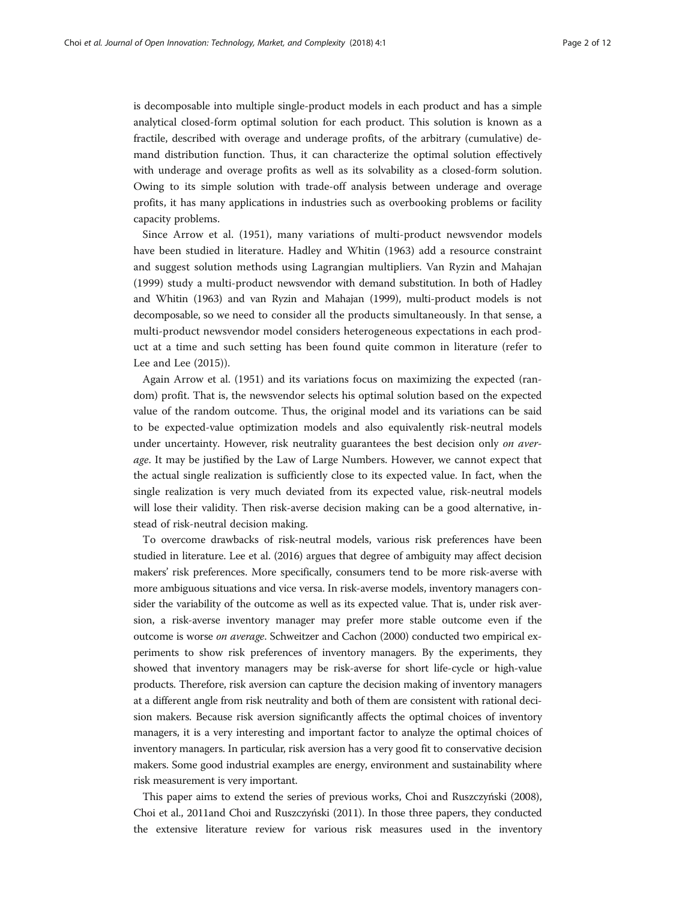is decomposable into multiple single-product models in each product and has a simple analytical closed-form optimal solution for each product. This solution is known as a fractile, described with overage and underage profits, of the arbitrary (cumulative) demand distribution function. Thus, it can characterize the optimal solution effectively with underage and overage profits as well as its solvability as a closed-form solution. Owing to its simple solution with trade-off analysis between underage and overage profits, it has many applications in industries such as overbooking problems or facility capacity problems.

Since Arrow et al. (1951), many variations of multi-product newsvendor models have been studied in literature. Hadley and Whitin (1963) add a resource constraint and suggest solution methods using Lagrangian multipliers. Van Ryzin and Mahajan (1999) study a multi-product newsvendor with demand substitution. In both of Hadley and Whitin (1963) and van Ryzin and Mahajan (1999), multi-product models is not decomposable, so we need to consider all the products simultaneously. In that sense, a multi-product newsvendor model considers heterogeneous expectations in each product at a time and such setting has been found quite common in literature (refer to Lee and Lee (2015)).

Again Arrow et al. (1951) and its variations focus on maximizing the expected (random) profit. That is, the newsvendor selects his optimal solution based on the expected value of the random outcome. Thus, the original model and its variations can be said to be expected-value optimization models and also equivalently risk-neutral models under uncertainty. However, risk neutrality guarantees the best decision only *on average*. It may be justified by the Law of Large Numbers. However, we cannot expect that the actual single realization is sufficiently close to its expected value. In fact, when the single realization is very much deviated from its expected value, risk-neutral models will lose their validity. Then risk-averse decision making can be a good alternative, instead of risk-neutral decision making.

To overcome drawbacks of risk-neutral models, various risk preferences have been studied in literature. Lee et al. (2016) argues that degree of ambiguity may affect decision makers' risk preferences. More specifically, consumers tend to be more risk-averse with more ambiguous situations and vice versa. In risk-averse models, inventory managers consider the variability of the outcome as well as its expected value. That is, under risk aversion, a risk-averse inventory manager may prefer more stable outcome even if the outcome is worse *on average*. Schweitzer and Cachon (2000) conducted two empirical experiments to show risk preferences of inventory managers. By the experiments, they showed that inventory managers may be risk-averse for short life-cycle or high-value products. Therefore, risk aversion can capture the decision making of inventory managers at a different angle from risk neutrality and both of them are consistent with rational decision makers. Because risk aversion significantly affects the optimal choices of inventory managers, it is a very interesting and important factor to analyze the optimal choices of inventory managers. In particular, risk aversion has a very good fit to conservative decision makers. Some good industrial examples are energy, environment and sustainability where risk measurement is very important.

This paper aims to extend the series of previous works, Choi and Ruszczyński (2008), Choi et al., 2011and Choi and Ruszczyński (2011). In those three papers, they conducted the extensive literature review for various risk measures used in the inventory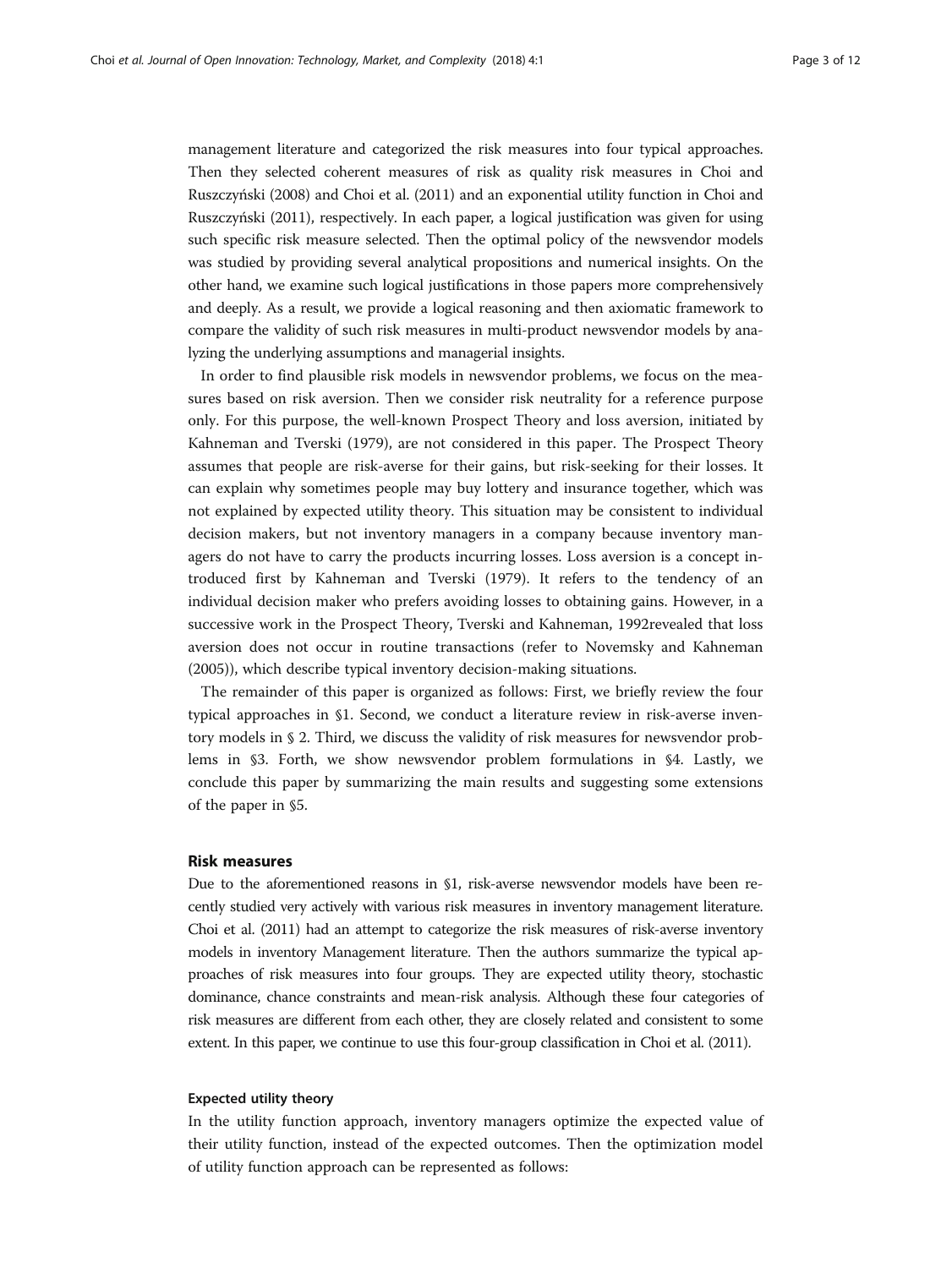management literature and categorized the risk measures into four typical approaches. Then they selected coherent measures of risk as quality risk measures in Choi and Ruszczyński (2008) and Choi et al. (2011) and an exponential utility function in Choi and Ruszczyński (2011), respectively. In each paper, a logical justification was given for using such specific risk measure selected. Then the optimal policy of the newsvendor models was studied by providing several analytical propositions and numerical insights. On the other hand, we examine such logical justifications in those papers more comprehensively and deeply. As a result, we provide a logical reasoning and then axiomatic framework to compare the validity of such risk measures in multi-product newsvendor models by analyzing the underlying assumptions and managerial insights.

In order to find plausible risk models in newsvendor problems, we focus on the measures based on risk aversion. Then we consider risk neutrality for a reference purpose only. For this purpose, the well-known Prospect Theory and loss aversion, initiated by Kahneman and Tverski (1979), are not considered in this paper. The Prospect Theory assumes that people are risk-averse for their gains, but risk-seeking for their losses. It can explain why sometimes people may buy lottery and insurance together, which was not explained by expected utility theory. This situation may be consistent to individual decision makers, but not inventory managers in a company because inventory managers do not have to carry the products incurring losses. Loss aversion is a concept introduced first by Kahneman and Tverski (1979). It refers to the tendency of an individual decision maker who prefers avoiding losses to obtaining gains. However, in a successive work in the Prospect Theory, Tverski and Kahneman, 1992revealed that loss aversion does not occur in routine transactions (refer to Novemsky and Kahneman (2005)), which describe typical inventory decision-making situations.

The remainder of this paper is organized as follows: First, we briefly review the four typical approaches in §1. Second, we conduct a literature review in risk-averse inventory models in § 2. Third, we discuss the validity of risk measures for newsvendor problems in §3. Forth, we show newsvendor problem formulations in §4. Lastly, we conclude this paper by summarizing the main results and suggesting some extensions of the paper in §5.

## Risk measures

Due to the aforementioned reasons in §1, risk-averse newsvendor models have been recently studied very actively with various risk measures in inventory management literature. Choi et al. (2011) had an attempt to categorize the risk measures of risk-averse inventory models in inventory Management literature. Then the authors summarize the typical approaches of risk measures into four groups. They are expected utility theory, stochastic dominance, chance constraints and mean-risk analysis. Although these four categories of risk measures are different from each other, they are closely related and consistent to some extent. In this paper, we continue to use this four-group classification in Choi et al. (2011).

### Expected utility theory

In the utility function approach, inventory managers optimize the expected value of their utility function, instead of the expected outcomes. Then the optimization model of utility function approach can be represented as follows: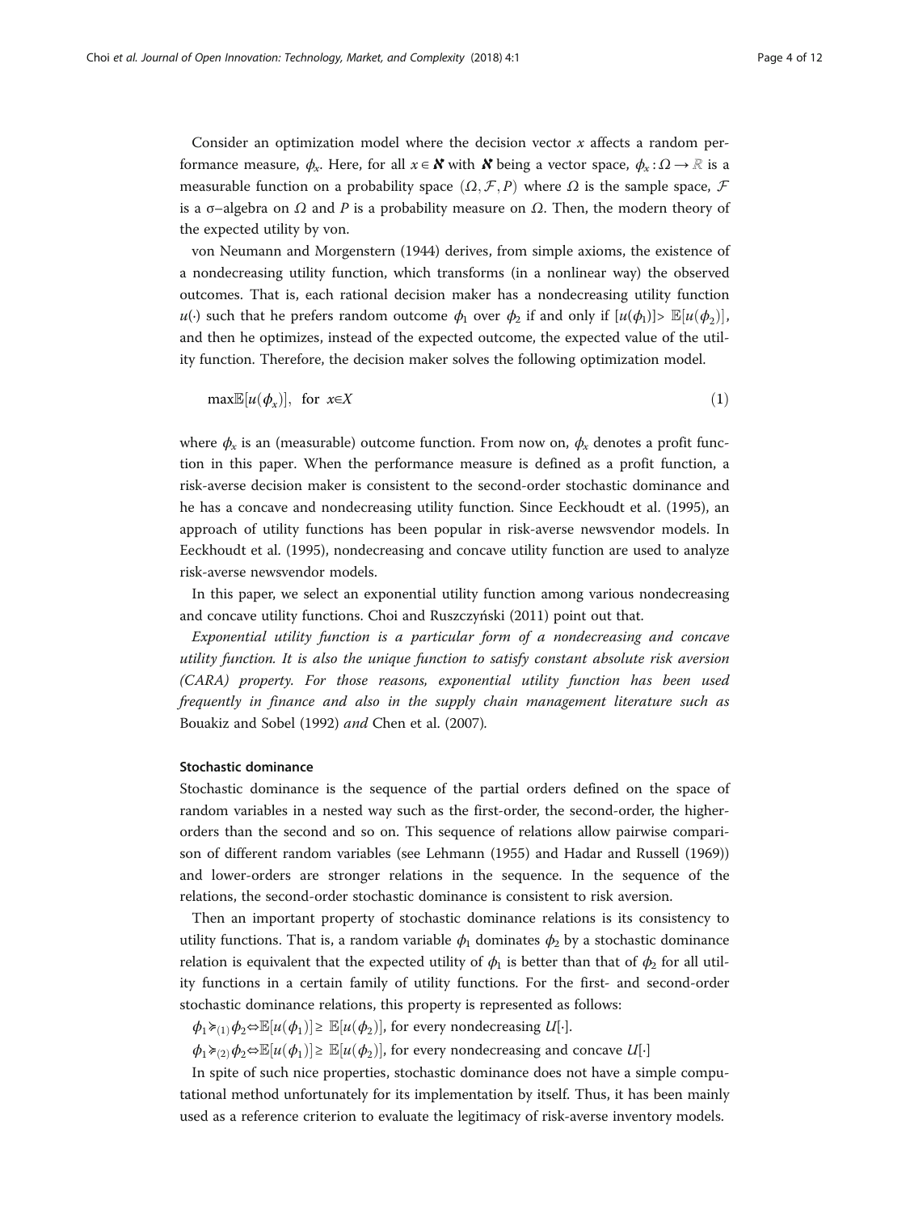Consider an optimization model where the decision vector $x$ affects a random performance measure, $\phi_x$. Here, for all $x \in \aleph$ with $\aleph$ being a vector space, $\phi_x : \Omega \rightarrow \mathbb{R}$ is a measurable function on a probability space $(\Omega, \mathcal{F}, P)$ where $\Omega$ is the sample space, $\mathcal{F}$ is a σ–algebra on $\Omega$ and $P$ is a probability measure on $\Omega$. Then, the modern theory of the expected utility by von.

von Neumann and Morgenstern (1944) derives, from simple axioms, the existence of a nondecreasing utility function, which transforms (in a nonlinear way) the observed outcomes. That is, each rational decision maker has a nondecreasing utility function $u(\cdot)$ such that he prefers random outcome $\phi_1$ over $\phi_2$ if and only if $[u(\phi_1)] > \mathbb{E}[u(\phi_2)]$, and then he optimizes, instead of the expected outcome, the expected value of the utility function. Therefore, the decision maker solves the following optimization model.

$$\max \mathbb{E}[u(\phi_x)], \quad \text{for } x \in X \tag{1}$$

where $\phi_x$ is an (measurable) outcome function. From now on, $\phi_x$ denotes a profit function in this paper. When the performance measure is defined as a profit function, a risk-averse decision maker is consistent to the second-order stochastic dominance and he has a concave and nondecreasing utility function. Since Eeckhoudt et al. (1995), an approach of utility functions has been popular in risk-averse newsvendor models. In Eeckhoudt et al. (1995), nondecreasing and concave utility function are used to analyze risk-averse newsvendor models.

In this paper, we select an exponential utility function among various nondecreasing and concave utility functions. Choi and Ruszczyński (2011) point out that.

*Exponential utility function is a particular form of a nondecreasing and concave utility function. It is also the unique function to satisfy constant absolute risk aversion (CARA) property. For those reasons, exponential utility function has been used frequently in finance and also in the supply chain management literature such as* Bouakiz and Sobel (1992) *and* Chen et al. (2007).

#### Stochastic dominance

Stochastic dominance is the sequence of the partial orders defined on the space of random variables in a nested way such as the first-order, the second-order, the higher-orders than the second and so on. This sequence of relations allow pairwise comparison of different random variables (see Lehmann (1955) and Hadar and Russell (1969)) and lower-orders are stronger relations in the sequence. In the sequence of the relations, the second-order stochastic dominance is consistent to risk aversion.

Then an important property of stochastic dominance relations is its consistency to utility functions. That is, a random variable $\phi_1$ dominates $\phi_2$ by a stochastic dominance relation is equivalent that the expected utility of $\phi_1$ is better than that of $\phi_2$ for all utility functions in a certain family of utility functions. For the first- and second-order stochastic dominance relations, this property is represented as follows:

$\phi_1 \succcurlyeq_{(1)} \phi_2 \Leftrightarrow \mathbb{E}[u(\phi_1)] \geq \mathbb{E}[u(\phi_2)]$, for every nondecreasing $U[\cdot]$.

$\phi_1 \succcurlyeq_{(2)} \phi_2 \Leftrightarrow \mathbb{E}[u(\phi_1)] \geq \mathbb{E}[u(\phi_2)]$, for every nondecreasing and concave $U[\cdot]$

In spite of such nice properties, stochastic dominance does not have a simple computational method unfortunately for its implementation by itself. Thus, it has been mainly used as a reference criterion to evaluate the legitimacy of risk-averse inventory models.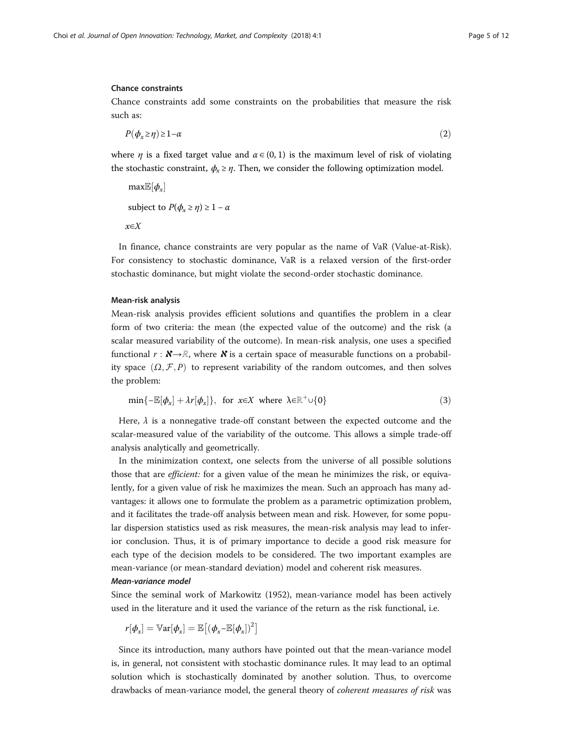### Chance constraints

Chance constraints add some constraints on the probabilities that measure the risk such as:

$$P(\phi_x \geq \eta) \geq 1 - \alpha \tag{2}$$

where $\eta$ is a fixed target value and $\alpha \in (0, 1)$ is the maximum level of risk of violating the stochastic constraint, $\phi_x \geq \eta$. Then, we consider the following optimization model.

$$\max \mathbb{E}[\phi_x]$$

$$\text{subject to } P(\phi_x \geq \eta) \geq 1 - \alpha$$

$$x \in X$$

In finance, chance constraints are very popular as the name of VaR (Value-at-Risk). For consistency to stochastic dominance, VaR is a relaxed version of the first-order stochastic dominance, but might violate the second-order stochastic dominance.

### Mean-risk analysis

Mean-risk analysis provides efficient solutions and quantifies the problem in a clear form of two criteria: the mean (the expected value of the outcome) and the risk (a scalar measured variability of the outcome). In mean-risk analysis, one uses a specified functional $r : \boldsymbol{\aleph} \rightarrow \mathbb{R}$, where $\boldsymbol{\aleph}$ is a certain space of measurable functions on a probability space $(\Omega, \mathcal{F}, P)$ to represent variability of the random outcomes, and then solves the problem:

$$\min\{-\mathbb{E}[\phi_x] + \lambda r[\phi_x]\}, \text{ for } x \in X \text{ where } \lambda \in \mathbb{R}^+ \cup \{0\} \tag{3}$$

Here, $\lambda$ is a nonnegative trade-off constant between the expected outcome and the scalar-measured value of the variability of the outcome. This allows a simple trade-off analysis analytically and geometrically.

In the minimization context, one selects from the universe of all possible solutions those that are *efficient:* for a given value of the mean he minimizes the risk, or equivalently, for a given value of risk he maximizes the mean. Such an approach has many advantages: it allows one to formulate the problem as a parametric optimization problem, and it facilitates the trade-off analysis between mean and risk. However, for some popular dispersion statistics used as risk measures, the mean-risk analysis may lead to inferior conclusion. Thus, it is of primary importance to decide a good risk measure for each type of the decision models to be considered. The two important examples are mean-variance (or mean-standard deviation) model and coherent risk measures.

#### *Mean-variance model*

Since the seminal work of Markowitz (1952), mean-variance model has been actively used in the literature and it used the variance of the return as the risk functional, i.e.

$$r[\phi_x] = \mathbb{V}\text{ar}[\phi_x] = \mathbb{E}\left[(\phi_x - \mathbb{E}[\phi_x])^2\right]$$

Since its introduction, many authors have pointed out that the mean-variance model is, in general, not consistent with stochastic dominance rules. It may lead to an optimal solution which is stochastically dominated by another solution. Thus, to overcome drawbacks of mean-variance model, the general theory of *coherent measures of risk* was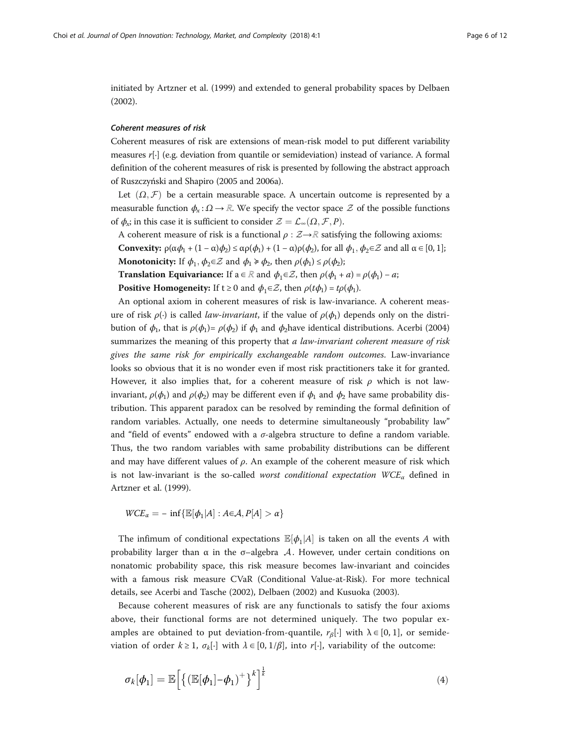initiated by Artzner et al. (1999) and extended to general probability spaces by Delbaen (2002).

#### *Coherent measures of risk*

Coherent measures of risk are extensions of mean-risk model to put different variability measures $r[\cdot]$ (e.g. deviation from quantile or semideviation) instead of variance. A formal definition of the coherent measures of risk is presented by following the abstract approach of Ruszczyński and Shapiro (2005 and 2006a).

Let $(\Omega, \mathcal{F})$ be a certain measurable space. A uncertain outcome is represented by a measurable function $\phi_x : \Omega \rightarrow \mathbb{R}$. We specify the vector space $\mathcal{Z}$ of the possible functions of $\phi_x$; in this case it is sufficient to consider $\mathcal{Z} = \mathcal{L}_\infty(\Omega, \mathcal{F}, P)$.

A coherent measure of risk is a functional $\rho : \mathcal{Z} \rightarrow \mathbb{R}$ satisfying the following axioms:

**Convexity:** $\rho(\alpha\phi_1 + (1-\alpha)\phi_2) \le \alpha\rho(\phi_1) + (1-\alpha)\rho(\phi_2)$, for all $\phi_1, \phi_2 \in \mathcal{Z}$ and all $\alpha \in [0, 1]$;

**Monotonicity:** If $\phi_1, \phi_2 \in \mathcal{Z}$ and $\phi_1 \succcurlyeq \phi_2$, then $\rho(\phi_1) \le \rho(\phi_2)$;

**Translation Equivariance:** If $a \in \mathbb{R}$ and $\phi_1 \in \mathcal{Z}$, then $\rho(\phi_1 + a) = \rho(\phi_1) - a$;

**Positive Homogeneity:** If $t \ge 0$ and $\phi_1 \in \mathcal{Z}$, then $\rho(t\phi_1) = t\rho(\phi_1)$.

An optional axiom in coherent measures of risk is law-invariance. A coherent measure of risk $\rho(\cdot)$ is called *law-invariant*, if the value of $\rho(\phi_1)$ depends only on the distribution of $\phi_1$, that is $\rho(\phi_1) = \rho(\phi_2)$ if $\phi_1$ and $\phi_2$ have identical distributions. Acerbi (2004) summarizes the meaning of this property that *a law-invariant coherent measure of risk gives the same risk for empirically exchangeable random outcomes*. Law-invariance looks so obvious that it is no wonder even if most risk practitioners take it for granted. However, it also implies that, for a coherent measure of risk $\rho$ which is not law-invariant, $\rho(\phi_1)$ and $\rho(\phi_2)$ may be different even if $\phi_1$ and $\phi_2$ have same probability distribution. This apparent paradox can be resolved by reminding the formal definition of random variables. Actually, one needs to determine simultaneously "probability law" and "field of events" endowed with a $\sigma$-algebra structure to define a random variable. Thus, the two random variables with same probability distributions can be different and may have different values of $\rho$. An example of the coherent measure of risk which is not law-invariant is the so-called *worst conditional expectation* $WCE_\alpha$ defined in Artzner et al. (1999).

$$WCE_\alpha = -\inf\{\mathbb{E}[\phi_1|A] : A \in \mathcal{A}, P[A] > \alpha\}$$

The infimum of conditional expectations $\mathbb{E}[\phi_1|A]$ is taken on all the events $A$ with probability larger than α in the σ–algebra $\mathcal{A}$. However, under certain conditions on nonatomic probability space, this risk measure becomes law-invariant and coincides with a famous risk measure CVaR (Conditional Value-at-Risk). For more technical details, see Acerbi and Tasche (2002), Delbaen (2002) and Kusuoka (2003).

Because coherent measures of risk are any functionals to satisfy the four axioms above, their functional forms are not determined uniquely. The two popular examples are obtained to put deviation-from-quantile, $r_\beta[\cdot]$ with $\lambda \in [0, 1]$, or semideviation of order $k \ge 1$, $\sigma_k[\cdot]$ with $\lambda \in [0, 1/\beta]$, into $r[\cdot]$, variability of the outcome:

$$\sigma_k[\phi_1] = \mathbb{E}\left[\left\{(\mathbb{E}[\phi_1] - \phi_1)^+\right\}^k\right]^{\frac{1}{k}} \tag{4}$$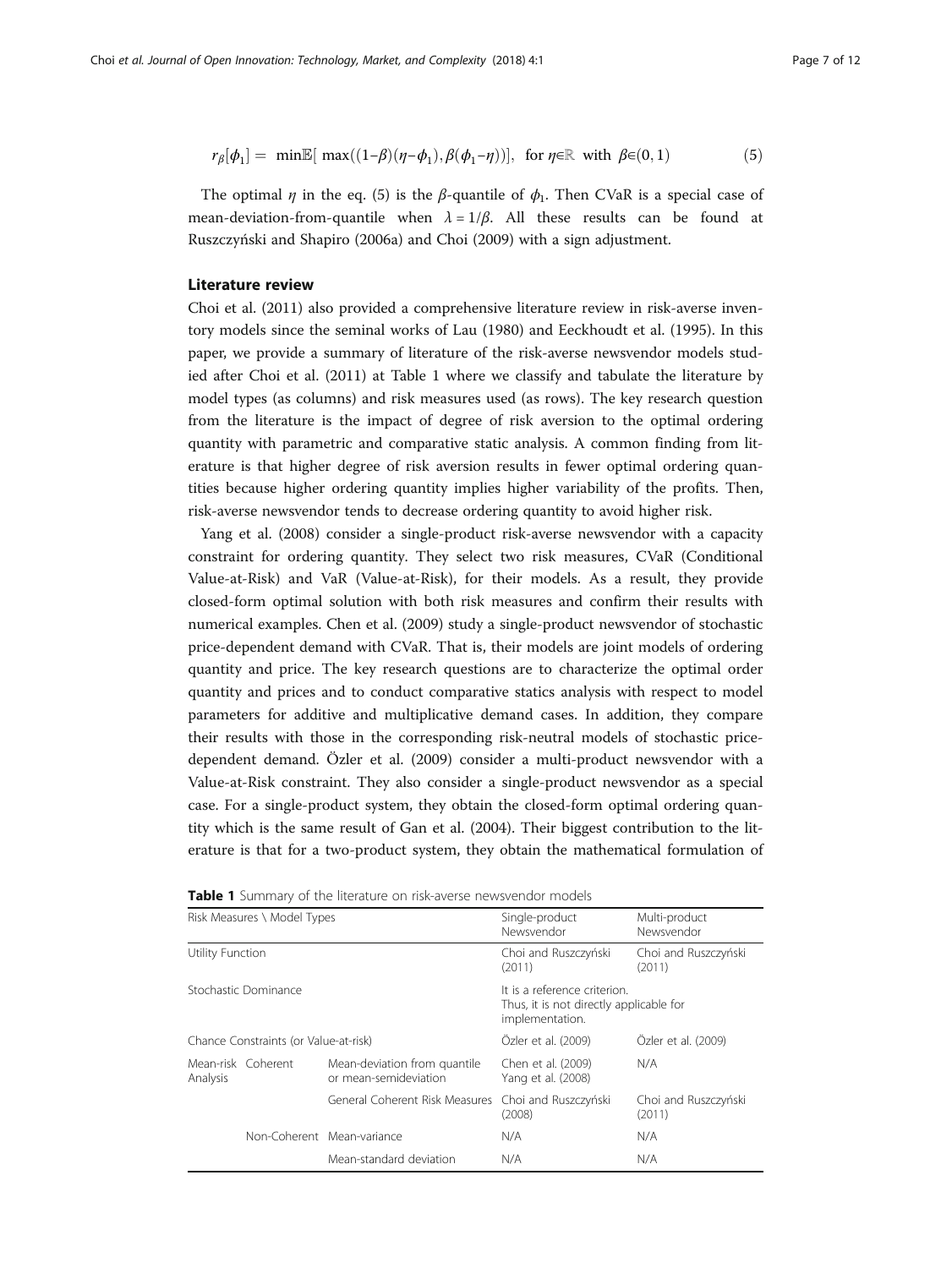$$r_{\beta}[\phi_1] = \min \mathbb{E}[\max((1-\beta)(\eta-\phi_1), \beta(\phi_1-\eta))], \quad \text{for } \eta \in \mathbb{R} \text{ with } \beta \in (0,1) \tag{5}$$

The optimal $\eta$ in the eq. (5) is the $\beta$-quantile of $\phi_1$. Then CVaR is a special case of mean-deviation-from-quantile when $\lambda = 1/\beta$. All these results can be found at Ruszczyński and Shapiro (2006a) and Choi (2009) with a sign adjustment.

## Literature review

Choi et al. (2011) also provided a comprehensive literature review in risk-averse inventory models since the seminal works of Lau (1980) and Eeckhoudt et al. (1995). In this paper, we provide a summary of literature of the risk-averse newsvendor models studied after Choi et al. (2011) at Table 1 where we classify and tabulate the literature by model types (as columns) and risk measures used (as rows). The key research question from the literature is the impact of degree of risk aversion to the optimal ordering quantity with parametric and comparative static analysis. A common finding from literature is that higher degree of risk aversion results in fewer optimal ordering quantities because higher ordering quantity implies higher variability of the profits. Then, risk-averse newsvendor tends to decrease ordering quantity to avoid higher risk.

Yang et al. (2008) consider a single-product risk-averse newsvendor with a capacity constraint for ordering quantity. They select two risk measures, CVaR (Conditional Value-at-Risk) and VaR (Value-at-Risk), for their models. As a result, they provide closed-form optimal solution with both risk measures and confirm their results with numerical examples. Chen et al. (2009) study a single-product newsvendor of stochastic price-dependent demand with CVaR. That is, their models are joint models of ordering quantity and price. The key research questions are to characterize the optimal order quantity and prices and to conduct comparative statics analysis with respect to model parameters for additive and multiplicative demand cases. In addition, they compare their results with those in the corresponding risk-neutral models of stochastic price-dependent demand. Özler et al. (2009) consider a multi-product newsvendor with a Value-at-Risk constraint. They also consider a single-product newsvendor as a special case. For a single-product system, they obtain the closed-form optimal ordering quantity which is the same result of Gan et al. (2004). Their biggest contribution to the literature is that for a two-product system, they obtain the mathematical formulation of

**Table 1** Summary of the literature on risk-averse newsvendor models

| Risk Measures \ Model Types | | | Single-product Newsvendor | Multi-product Newsvendor |
|---|---|---|---|---|
| Utility Function | | | Choi and Ruszczyński (2011) | Choi and Ruszczyński (2011) |
| Stochastic Dominance | | | It is a reference criterion. Thus, it is not directly applicable for implementation. | |
| Chance Constraints (or Value-at-risk) | | | Özler et al. (2009) | Özler et al. (2009) |
| Mean-risk Analysis | Coherent | Mean-deviation from quantile or mean-semideviation | Chen et al. (2009) Yang et al. (2008) | N/A |
| | | General Coherent Risk Measures | Choi and Ruszczyński (2008) | Choi and Ruszczyński (2011) |
| | Non-Coherent | Mean-variance | N/A | N/A |
| | | Mean-standard deviation | N/A | N/A |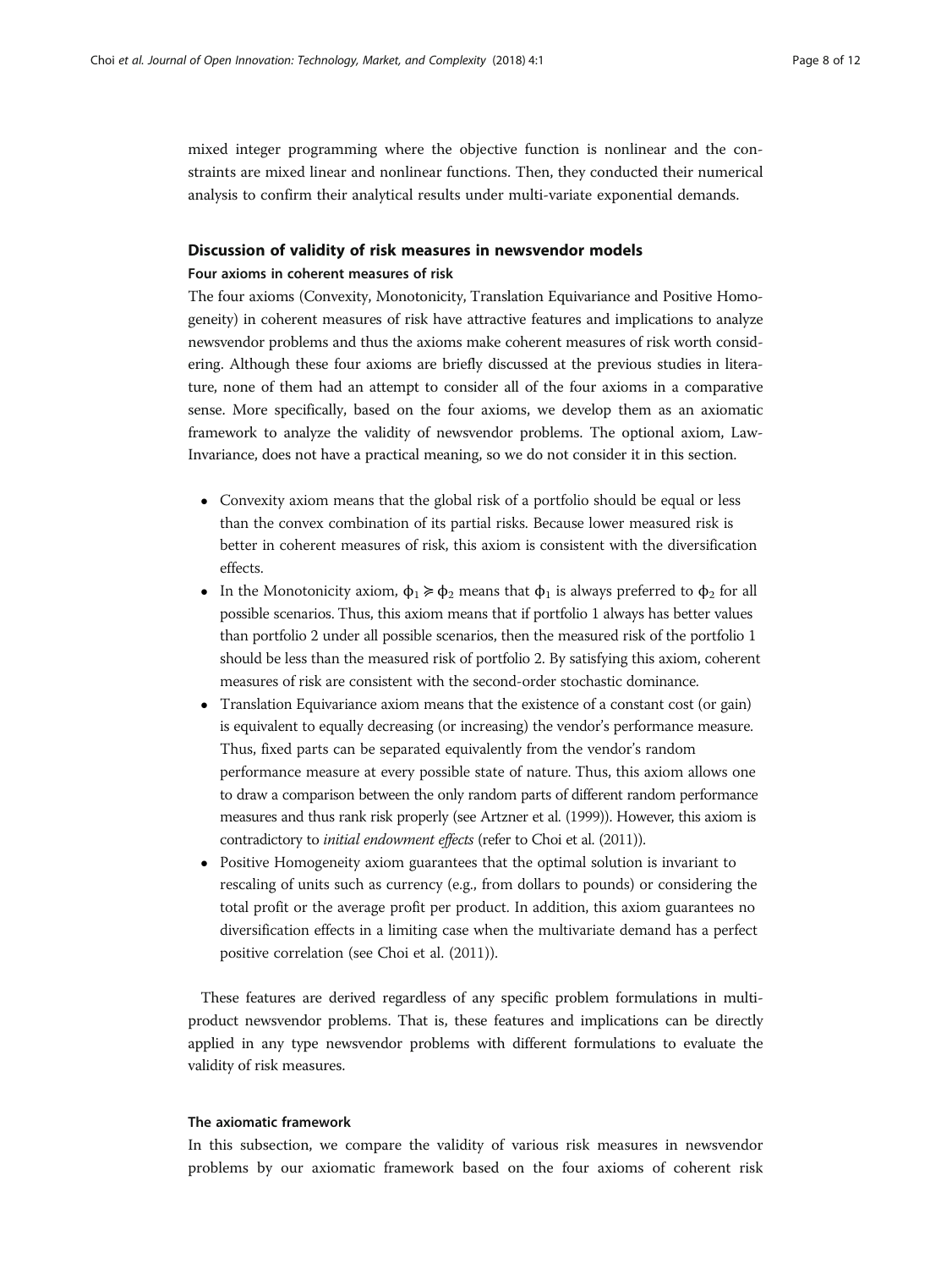mixed integer programming where the objective function is nonlinear and the constraints are mixed linear and nonlinear functions. Then, they conducted their numerical analysis to confirm their analytical results under multi-variate exponential demands.

## Discussion of validity of risk measures in newsvendor models

### Four axioms in coherent measures of risk

The four axioms (Convexity, Monotonicity, Translation Equivariance and Positive Homogeneity) in coherent measures of risk have attractive features and implications to analyze newsvendor problems and thus the axioms make coherent measures of risk worth considering. Although these four axioms are briefly discussed at the previous studies in literature, none of them had an attempt to consider all of the four axioms in a comparative sense. More specifically, based on the four axioms, we develop them as an axiomatic framework to analyze the validity of newsvendor problems. The optional axiom, Law-Invariance, does not have a practical meaning, so we do not consider it in this section.

- Convexity axiom means that the global risk of a portfolio should be equal or less than the convex combination of its partial risks. Because lower measured risk is better in coherent measures of risk, this axiom is consistent with the diversification effects.
- In the Monotonicity axiom, $\phi_1 \succcurlyeq \phi_2$ means that $\phi_1$ is always preferred to $\phi_2$ for all possible scenarios. Thus, this axiom means that if portfolio 1 always has better values than portfolio 2 under all possible scenarios, then the measured risk of the portfolio 1 should be less than the measured risk of portfolio 2. By satisfying this axiom, coherent measures of risk are consistent with the second-order stochastic dominance.
- Translation Equivariance axiom means that the existence of a constant cost (or gain) is equivalent to equally decreasing (or increasing) the vendor's performance measure. Thus, fixed parts can be separated equivalently from the vendor's random performance measure at every possible state of nature. Thus, this axiom allows one to draw a comparison between the only random parts of different random performance measures and thus rank risk properly (see Artzner et al. (1999)). However, this axiom is contradictory to *initial endowment effects* (refer to Choi et al. (2011)).
- Positive Homogeneity axiom guarantees that the optimal solution is invariant to rescaling of units such as currency (e.g., from dollars to pounds) or considering the total profit or the average profit per product. In addition, this axiom guarantees no diversification effects in a limiting case when the multivariate demand has a perfect positive correlation (see Choi et al. (2011)).

These features are derived regardless of any specific problem formulations in multi-product newsvendor problems. That is, these features and implications can be directly applied in any type newsvendor problems with different formulations to evaluate the validity of risk measures.

### The axiomatic framework

In this subsection, we compare the validity of various risk measures in newsvendor problems by our axiomatic framework based on the four axioms of coherent risk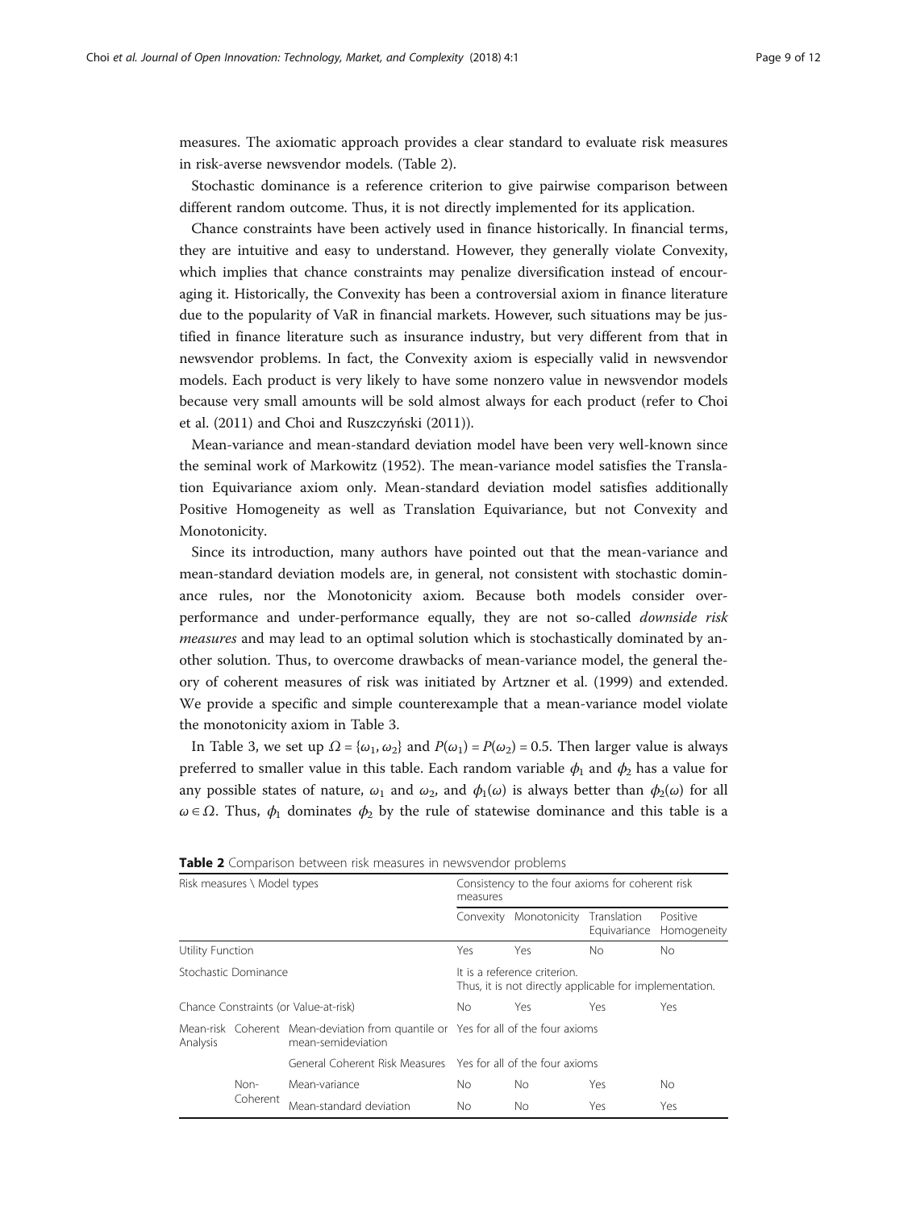measures. The axiomatic approach provides a clear standard to evaluate risk measures in risk-averse newsvendor models. (Table 2).

Stochastic dominance is a reference criterion to give pairwise comparison between different random outcome. Thus, it is not directly implemented for its application.

Chance constraints have been actively used in finance historically. In financial terms, they are intuitive and easy to understand. However, they generally violate Convexity, which implies that chance constraints may penalize diversification instead of encouraging it. Historically, the Convexity has been a controversial axiom in finance literature due to the popularity of VaR in financial markets. However, such situations may be justified in finance literature such as insurance industry, but very different from that in newsvendor problems. In fact, the Convexity axiom is especially valid in newsvendor models. Each product is very likely to have some nonzero value in newsvendor models because very small amounts will be sold almost always for each product (refer to Choi et al. (2011) and Choi and Ruszczyński (2011)).

Mean-variance and mean-standard deviation model have been very well-known since the seminal work of Markowitz (1952). The mean-variance model satisfies the Translation Equivariance axiom only. Mean-standard deviation model satisfies additionally Positive Homogeneity as well as Translation Equivariance, but not Convexity and Monotonicity.

Since its introduction, many authors have pointed out that the mean-variance and mean-standard deviation models are, in general, not consistent with stochastic dominance rules, nor the Monotonicity axiom. Because both models consider over-performance and under-performance equally, they are not so-called *downside risk measures* and may lead to an optimal solution which is stochastically dominated by another solution. Thus, to overcome drawbacks of mean-variance model, the general theory of coherent measures of risk was initiated by Artzner et al. (1999) and extended. We provide a specific and simple counterexample that a mean-variance model violate the monotonicity axiom in Table 3.

In Table 3, we set up $\Omega = \{\omega_1, \omega_2\}$ and $P(\omega_1) = P(\omega_2) = 0.5$. Then larger value is always preferred to smaller value in this table. Each random variable $\phi_1$ and $\phi_2$ has a value for any possible states of nature, $\omega_1$ and $\omega_2$, and $\phi_1(\omega)$ is always better than $\phi_2(\omega)$ for all $\omega \in \Omega$. Thus, $\phi_1$ dominates $\phi_2$ by the rule of statewise dominance and this table is a

**Table 2** Comparison between risk measures in newsvendor problems

| Risk measures \ Model types | | | Consistency to the four axioms for coherent risk measures | | | |
|---|---|---|---|---|---|---|
| | | | Convexity | Monotonicity | Translation Equivariance | Positive Homogeneity |
| Utility Function | | | Yes | Yes | No | No |
| Stochastic Dominance | | | It is a reference criterion. Thus, it is not directly applicable for implementation. | | | |
| Chance Constraints (or Value-at-risk) | | | No | Yes | Yes | Yes |
| Mean-risk Analysis | Coherent | Mean-deviation from quantile or mean-semideviation | Yes for all of the four axioms | | | |
| | | General Coherent Risk Measures | Yes for all of the four axioms | | | |
| | Non-Coherent | Mean-variance | No | No | Yes | No |
| | | Mean-standard deviation | No | No | Yes | Yes |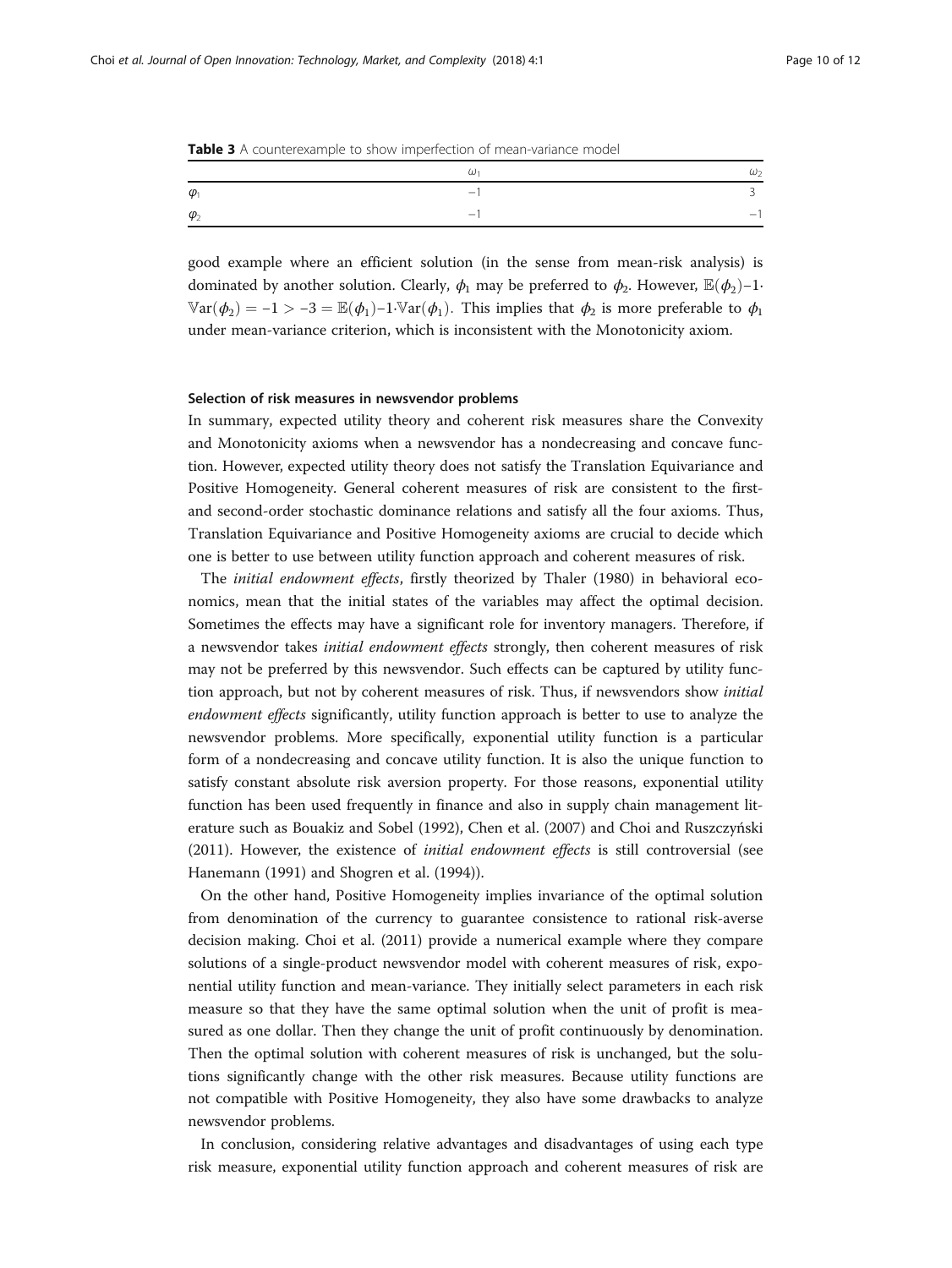**Table 3** A counterexample to show imperfection of mean-variance model

| | $\omega_1$ | $\omega_2$ |
|---|---|---|
| $\varphi_1$ | −1 | 3 |
| $\varphi_2$ | −1 | −1 |

good example where an efficient solution (in the sense from mean-risk analysis) is dominated by another solution. Clearly, $\phi_1$ may be preferred to $\phi_2$. However, $\mathbb{E}(\phi_2)-1\cdot\mathbb{V}\text{ar}(\phi_2) = -1 > -3 = \mathbb{E}(\phi_1)-1\cdot\mathbb{V}\text{ar}(\phi_1)$. This implies that $\phi_2$ is more preferable to $\phi_1$ under mean-variance criterion, which is inconsistent with the Monotonicity axiom.

### Selection of risk measures in newsvendor problems

In summary, expected utility theory and coherent risk measures share the Convexity and Monotonicity axioms when a newsvendor has a nondecreasing and concave function. However, expected utility theory does not satisfy the Translation Equivariance and Positive Homogeneity. General coherent measures of risk are consistent to the first- and second-order stochastic dominance relations and satisfy all the four axioms. Thus, Translation Equivariance and Positive Homogeneity axioms are crucial to decide which one is better to use between utility function approach and coherent measures of risk.

The *initial endowment effects*, firstly theorized by Thaler (1980) in behavioral economics, mean that the initial states of the variables may affect the optimal decision. Sometimes the effects may have a significant role for inventory managers. Therefore, if a newsvendor takes *initial endowment effects* strongly, then coherent measures of risk may not be preferred by this newsvendor. Such effects can be captured by utility function approach, but not by coherent measures of risk. Thus, if newsvendors show *initial endowment effects* significantly, utility function approach is better to use to analyze the newsvendor problems. More specifically, exponential utility function is a particular form of a nondecreasing and concave utility function. It is also the unique function to satisfy constant absolute risk aversion property. For those reasons, exponential utility function has been used frequently in finance and also in supply chain management literature such as Bouakiz and Sobel (1992), Chen et al. (2007) and Choi and Ruszczyński (2011). However, the existence of *initial endowment effects* is still controversial (see Hanemann (1991) and Shogren et al. (1994)).

On the other hand, Positive Homogeneity implies invariance of the optimal solution from denomination of the currency to guarantee consistence to rational risk-averse decision making. Choi et al. (2011) provide a numerical example where they compare solutions of a single-product newsvendor model with coherent measures of risk, exponential utility function and mean-variance. They initially select parameters in each risk measure so that they have the same optimal solution when the unit of profit is measured as one dollar. Then they change the unit of profit continuously by denomination. Then the optimal solution with coherent measures of risk is unchanged, but the solutions significantly change with the other risk measures. Because utility functions are not compatible with Positive Homogeneity, they also have some drawbacks to analyze newsvendor problems.

In conclusion, considering relative advantages and disadvantages of using each type risk measure, exponential utility function approach and coherent measures of risk are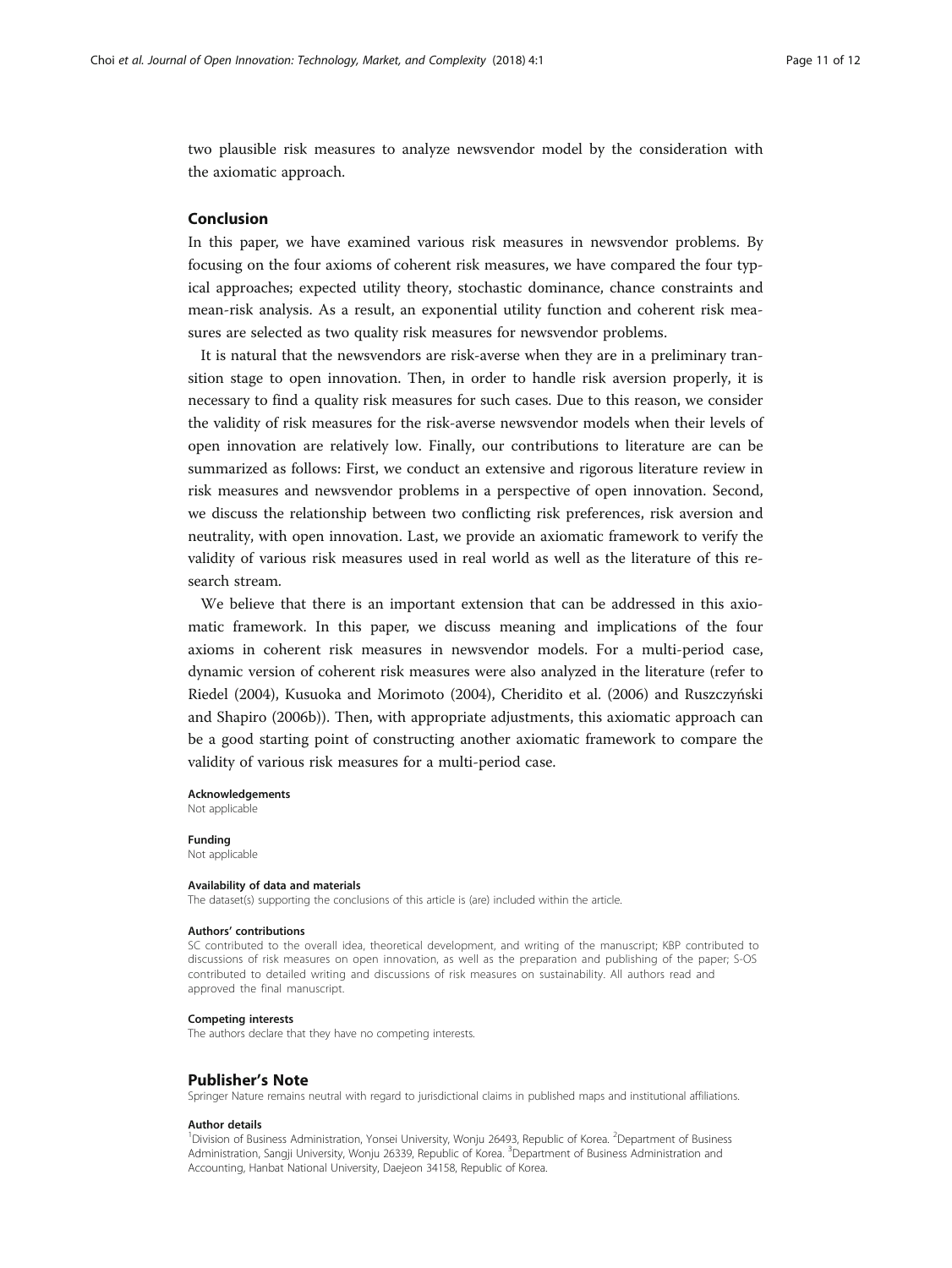two plausible risk measures to analyze newsvendor model by the consideration with the axiomatic approach.

## Conclusion

In this paper, we have examined various risk measures in newsvendor problems. By focusing on the four axioms of coherent risk measures, we have compared the four typical approaches; expected utility theory, stochastic dominance, chance constraints and mean-risk analysis. As a result, an exponential utility function and coherent risk measures are selected as two quality risk measures for newsvendor problems.

It is natural that the newsvendors are risk-averse when they are in a preliminary transition stage to open innovation. Then, in order to handle risk aversion properly, it is necessary to find a quality risk measures for such cases. Due to this reason, we consider the validity of risk measures for the risk-averse newsvendor models when their levels of open innovation are relatively low. Finally, our contributions to literature are can be summarized as follows: First, we conduct an extensive and rigorous literature review in risk measures and newsvendor problems in a perspective of open innovation. Second, we discuss the relationship between two conflicting risk preferences, risk aversion and neutrality, with open innovation. Last, we provide an axiomatic framework to verify the validity of various risk measures used in real world as well as the literature of this research stream.

We believe that there is an important extension that can be addressed in this axiomatic framework. In this paper, we discuss meaning and implications of the four axioms in coherent risk measures in newsvendor models. For a multi-period case, dynamic version of coherent risk measures were also analyzed in the literature (refer to Riedel (2004), Kusuoka and Morimoto (2004), Cheridito et al. (2006) and Ruszczyński and Shapiro (2006b)). Then, with appropriate adjustments, this axiomatic approach can be a good starting point of constructing another axiomatic framework to compare the validity of various risk measures for a multi-period case.

#### Acknowledgements
Not applicable

#### Funding
Not applicable

#### Availability of data and materials
The dataset(s) supporting the conclusions of this article is (are) included within the article.

#### Authors' contributions
SC contributed to the overall idea, theoretical development, and writing of the manuscript; KBP contributed to discussions of risk measures on open innovation, as well as the preparation and publishing of the paper; S-OS contributed to detailed writing and discussions of risk measures on sustainability. All authors read and approved the final manuscript.

#### Competing interests
The authors declare that they have no competing interests.

### Publisher's Note
Springer Nature remains neutral with regard to jurisdictional claims in published maps and institutional affiliations.

#### Author details
[1]Division of Business Administration, Yonsei University, Wonju 26493, Republic of Korea. [2]Department of Business Administration, Sangji University, Wonju 26339, Republic of Korea. [3]Department of Business Administration and Accounting, Hanbat National University, Daejeon 34158, Republic of Korea.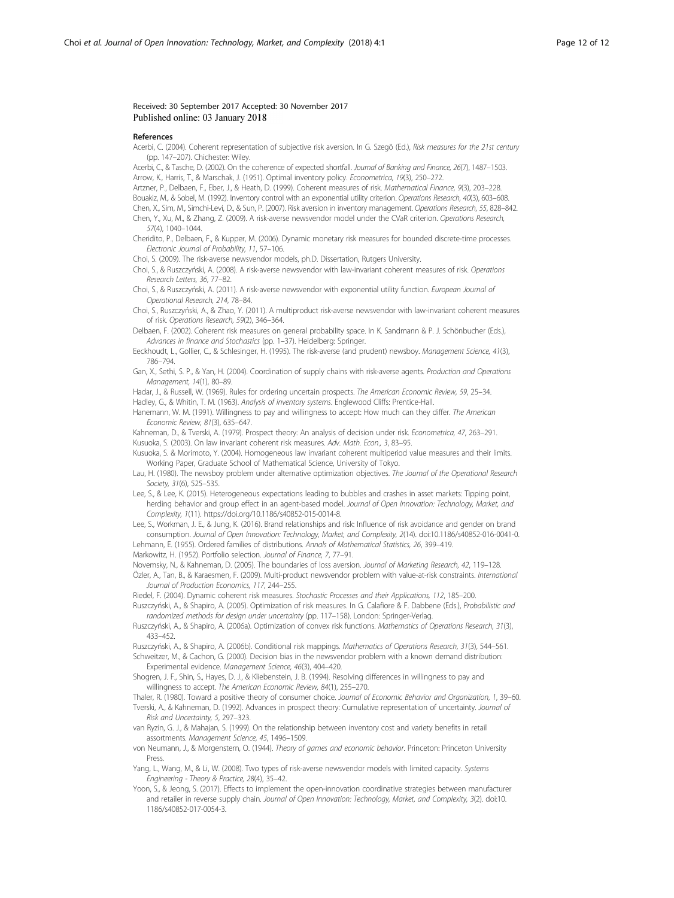Received: 30 September 2017 Accepted: 30 November 2017
Published online: 03 January 2018

### References

Acerbi, C. (2004). Coherent representation of subjective risk aversion. In G. Szegö (Ed.), *Risk measures for the 21st century* (pp. 147–207). Chichester: Wiley.

Acerbi, C., & Tasche, D. (2002). On the coherence of expected shortfall. *Journal of Banking and Finance, 26*(7), 1487–1503.

Arrow, K., Harris, T., & Marschak, J. (1951). Optimal inventory policy. *Econometrica, 19*(3), 250–272.

Artzner, P., Delbaen, F., Eber, J., & Heath, D. (1999). Coherent measures of risk. *Mathematical Finance, 9*(3), 203–228.

Bouakiz, M., & Sobel, M. (1992). Inventory control with an exponential utility criterion. *Operations Research, 40*(3), 603–608.

Chen, X., Sim, M., Simchi-Levi, D., & Sun, P. (2007). Risk aversion in inventory management. *Operations Research, 55*, 828–842.

Chen, Y., Xu, M., & Zhang, Z. (2009). A risk-averse newsvendor model under the CVaR criterion. *Operations Research, 57*(4), 1040–1044.

Cheridito, P., Delbaen, F., & Kupper, M. (2006). Dynamic monetary risk measures for bounded discrete-time processes. *Electronic Journal of Probability, 11*, 57–106.

Choi, S. (2009). The risk-averse newsvendor models, ph.D. Dissertation, Rutgers University.

Choi, S., & Ruszczyński, A. (2008). A risk-averse newsvendor with law-invariant coherent measures of risk. *Operations Research Letters, 36*, 77–82.

Choi, S., & Ruszczyński, A. (2011). A risk-averse newsvendor with exponential utility function. *European Journal of Operational Research, 214*, 78–84.

Choi, S., Ruszczyński, A., & Zhao, Y. (2011). A multiproduct risk-averse newsvendor with law-invariant coherent measures of risk. *Operations Research, 59*(2), 346–364.

Delbaen, F. (2002). Coherent risk measures on general probability space. In K. Sandmann & P. J. Schönbucher (Eds.), *Advances in finance and Stochastics* (pp. 1–37). Heidelberg: Springer.

Eeckhoudt, L., Gollier, C., & Schlesinger, H. (1995). The risk-averse (and prudent) newsboy. *Management Science, 41*(3), 786–794.

Gan, X., Sethi, S. P., & Yan, H. (2004). Coordination of supply chains with risk-averse agents. *Production and Operations Management, 14*(1), 80–89.

Hadar, J., & Russell, W. (1969). Rules for ordering uncertain prospects. *The American Economic Review, 59*, 25–34.

Hadley, G., & Whitin, T. M. (1963). *Analysis of inventory systems*. Englewood Cliffs: Prentice-Hall.

Hanemann, W. M. (1991). Willingness to pay and willingness to accept: How much can they differ. *The American Economic Review, 81*(3), 635–647.

Kahneman, D., & Tverski, A. (1979). Prospect theory: An analysis of decision under risk. *Econometrica, 47*, 263–291.

Kusuoka, S. (2003). On law invariant coherent risk measures. *Adv. Math. Econ., 3*, 83–95.

Kusuoka, S. & Morimoto, Y. (2004). Homogeneous law invariant coherent multiperiod value measures and their limits. Working Paper, Graduate School of Mathematical Science, University of Tokyo.

Lau, H. (1980). The newsboy problem under alternative optimization objectives. *The Journal of the Operational Research Society, 31*(6), 525–535.

Lee, S., & Lee, K. (2015). Heterogeneous expectations leading to bubbles and crashes in asset markets: Tipping point, herding behavior and group effect in an agent-based model. *Journal of Open Innovation: Technology, Market, and Complexity, 1*(11). https://doi.org/10.1186/s40852-015-0014-8.

Lee, S., Workman, J. E., & Jung, K. (2016). Brand relationships and risk: Influence of risk avoidance and gender on brand consumption. *Journal of Open Innovation: Technology, Market, and Complexity, 2*(14). doi:10.1186/s40852-016-0041-0.

Lehmann, E. (1955). Ordered families of distributions. *Annals of Mathematical Statistics, 26*, 399–419.

Markowitz, H. (1952). Portfolio selection. *Journal of Finance, 7*, 77–91.

Novemsky, N., & Kahneman, D. (2005). The boundaries of loss aversion. *Journal of Marketing Research, 42*, 119–128.

Özler, A., Tan, B., & Karaesmen, F. (2009). Multi-product newsvendor problem with value-at-risk constraints. *International Journal of Production Economics, 117*, 244–255.

Riedel, F. (2004). Dynamic coherent risk measures. *Stochastic Processes and their Applications, 112*, 185–200.

Ruszczyński, A., & Shapiro, A. (2005). Optimization of risk measures. In G. Calafiore & F. Dabbene (Eds.), *Probabilistic and randomized methods for design under uncertainty* (pp. 117–158). London: Springer-Verlag.

Ruszczyński, A., & Shapiro, A. (2006a). Optimization of convex risk functions. *Mathematics of Operations Research, 31*(3), 433–452.

Ruszczyński, A., & Shapiro, A. (2006b). Conditional risk mappings. *Mathematics of Operations Research, 31*(3), 544–561.

Schweitzer, M., & Cachon, G. (2000). Decision bias in the newsvendor problem with a known demand distribution: Experimental evidence. *Management Science, 46*(3), 404–420.

Shogren, J. F., Shin, S., Hayes, D. J., & Kliebenstein, J. B. (1994). Resolving differences in willingness to pay and willingness to accept. *The American Economic Review, 84*(1), 255–270.

Thaler, R. (1980). Toward a positive theory of consumer choice. *Journal of Economic Behavior and Organization, 1*, 39–60.

Tverski, A., & Kahneman, D. (1992). Advances in prospect theory: Cumulative representation of uncertainty. *Journal of Risk and Uncertainty, 5*, 297–323.

van Ryzin, G. J., & Mahajan, S. (1999). On the relationship between inventory cost and variety benefits in retail assortments. *Management Science, 45*, 1496–1509.

von Neumann, J., & Morgenstern, O. (1944). *Theory of games and economic behavior*. Princeton: Princeton University Press.

Yang, L., Wang, M., & Li, W. (2008). Two types of risk-averse newsvendor models with limited capacity. *Systems Engineering - Theory & Practice, 28*(4), 35–42.

Yoon, S., & Jeong, S. (2017). Effects to implement the open-innovation coordinative strategies between manufacturer and retailer in reverse supply chain. *Journal of Open Innovation: Technology, Market, and Complexity, 3*(2). doi:10.1186/s40852-017-0054-3.